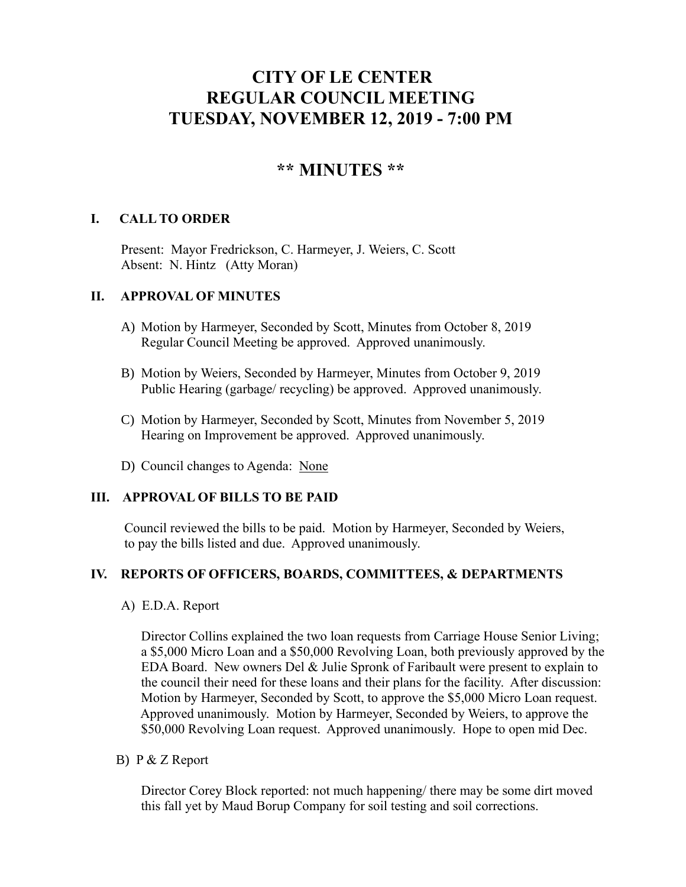# CITY OF LE CENTER
# REGULAR COUNCIL MEETING
# TUESDAY, NOVEMBER 12, 2019 - 7:00 PM

## ** MINUTES **

### I. CALL TO ORDER

Present: Mayor Fredrickson, C. Harmeyer, J. Weiers, C. Scott
Absent: N. Hintz (Atty Moran)

### II. APPROVAL OF MINUTES

A) Motion by Harmeyer, Seconded by Scott, Minutes from October 8, 2019 Regular Council Meeting be approved. Approved unanimously.

B) Motion by Weiers, Seconded by Harmeyer, Minutes from October 9, 2019 Public Hearing (garbage/ recycling) be approved. Approved unanimously.

C) Motion by Harmeyer, Seconded by Scott, Minutes from November 5, 2019 Hearing on Improvement be approved. Approved unanimously.

D) Council changes to Agenda: <u>None</u>

### III. APPROVAL OF BILLS TO BE PAID

Council reviewed the bills to be paid. Motion by Harmeyer, Seconded by Weiers, to pay the bills listed and due. Approved unanimously.

### IV. REPORTS OF OFFICERS, BOARDS, COMMITTEES, & DEPARTMENTS

A) E.D.A. Report

Director Collins explained the two loan requests from Carriage House Senior Living; a $5,000 Micro Loan and a $50,000 Revolving Loan, both previously approved by the EDA Board. New owners Del & Julie Spronk of Faribault were present to explain to the council their need for these loans and their plans for the facility. After discussion: Motion by Harmeyer, Seconded by Scott, to approve the $5,000 Micro Loan request. Approved unanimously. Motion by Harmeyer, Seconded by Weiers, to approve the $50,000 Revolving Loan request. Approved unanimously. Hope to open mid Dec.

B) P & Z Report

Director Corey Block reported: not much happening/ there may be some dirt moved this fall yet by Maud Borup Company for soil testing and soil corrections.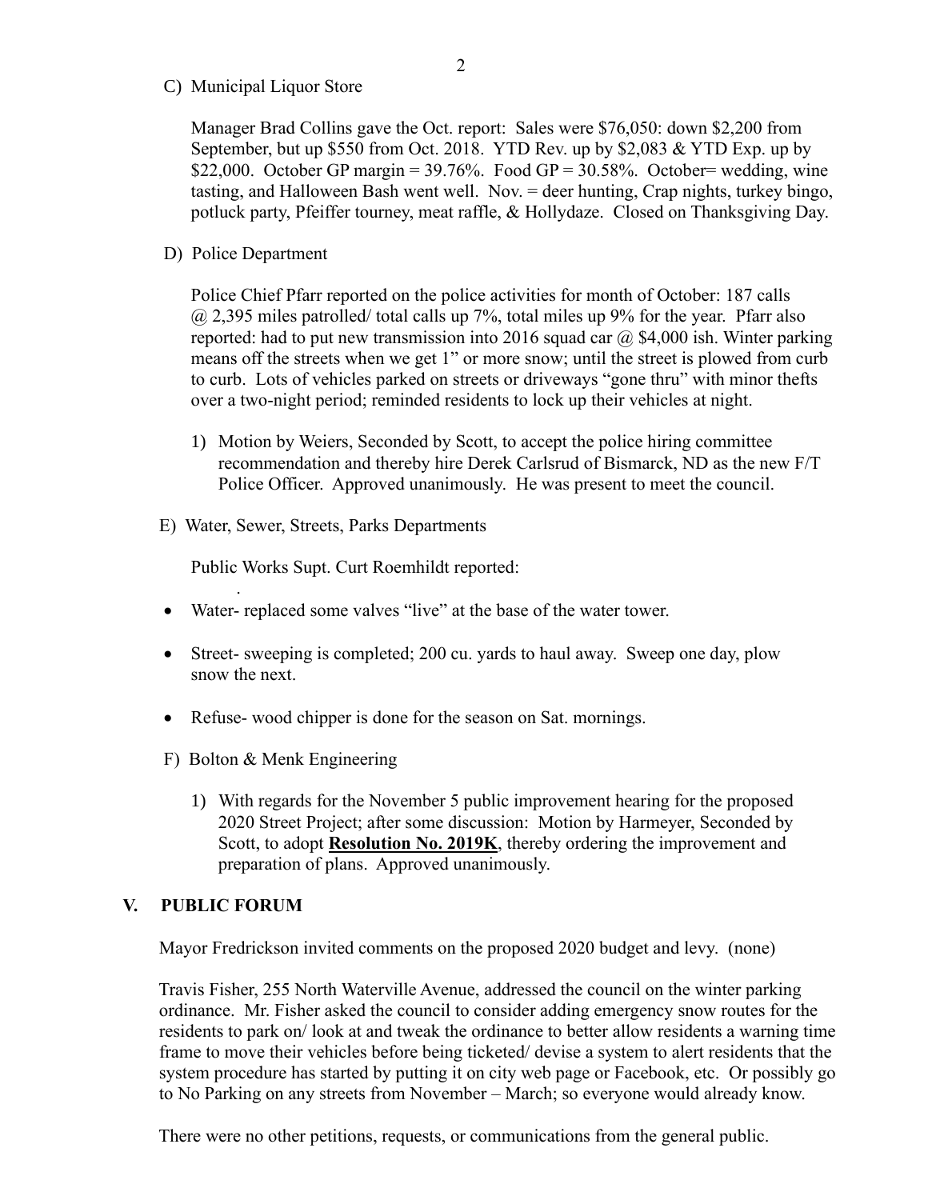C) Municipal Liquor Store

Manager Brad Collins gave the Oct. report: Sales were $76,050: down $2,200 from September, but up $550 from Oct. 2018. YTD Rev. up by $2,083 & YTD Exp. up by $22,000. October GP margin = 39.76%. Food GP = 30.58%. October= wedding, wine tasting, and Halloween Bash went well. Nov. = deer hunting, Crap nights, turkey bingo, potluck party, Pfeiffer tourney, meat raffle, & Hollydaze. Closed on Thanksgiving Day.

D) Police Department

Police Chief Pfarr reported on the police activities for month of October: 187 calls @ 2,395 miles patrolled/ total calls up 7%, total miles up 9% for the year. Pfarr also reported: had to put new transmission into 2016 squad car @ $4,000 ish. Winter parking means off the streets when we get 1" or more snow; until the street is plowed from curb to curb. Lots of vehicles parked on streets or driveways "gone thru" with minor thefts over a two-night period; reminded residents to lock up their vehicles at night.

1) Motion by Weiers, Seconded by Scott, to accept the police hiring committee recommendation and thereby hire Derek Carlsrud of Bismarck, ND as the new F/T Police Officer. Approved unanimously. He was present to meet the council.

E) Water, Sewer, Streets, Parks Departments

Public Works Supt. Curt Roemhildt reported:

- Water- replaced some valves "live" at the base of the water tower.
- Street- sweeping is completed; 200 cu. yards to haul away. Sweep one day, plow snow the next.
- Refuse- wood chipper is done for the season on Sat. mornings.

F) Bolton & Menk Engineering

1) With regards for the November 5 public improvement hearing for the proposed 2020 Street Project; after some discussion: Motion by Harmeyer, Seconded by Scott, to adopt **Resolution No. 2019K**, thereby ordering the improvement and preparation of plans. Approved unanimously.

## V. PUBLIC FORUM

Mayor Fredrickson invited comments on the proposed 2020 budget and levy. (none)

Travis Fisher, 255 North Waterville Avenue, addressed the council on the winter parking ordinance. Mr. Fisher asked the council to consider adding emergency snow routes for the residents to park on/ look at and tweak the ordinance to better allow residents a warning time frame to move their vehicles before being ticketed/ devise a system to alert residents that the system procedure has started by putting it on city web page or Facebook, etc. Or possibly go to No Parking on any streets from November – March; so everyone would already know.

There were no other petitions, requests, or communications from the general public.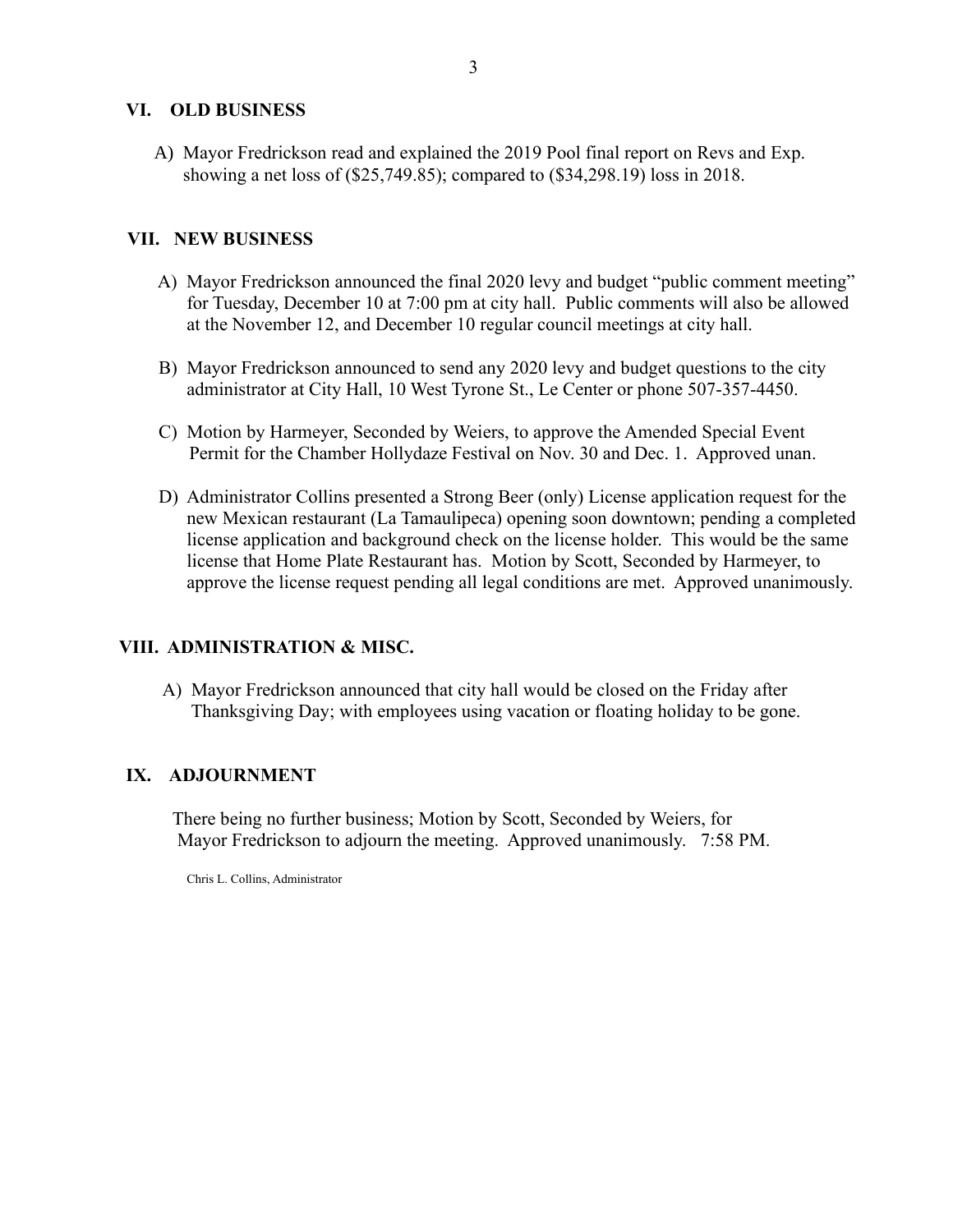## VI. OLD BUSINESS

A) Mayor Fredrickson read and explained the 2019 Pool final report on Revs and Exp. showing a net loss of ($25,749.85); compared to ($34,298.19) loss in 2018.

## VII. NEW BUSINESS

A) Mayor Fredrickson announced the final 2020 levy and budget "public comment meeting" for Tuesday, December 10 at 7:00 pm at city hall. Public comments will also be allowed at the November 12, and December 10 regular council meetings at city hall.

B) Mayor Fredrickson announced to send any 2020 levy and budget questions to the city administrator at City Hall, 10 West Tyrone St., Le Center or phone 507-357-4450.

C) Motion by Harmeyer, Seconded by Weiers, to approve the Amended Special Event Permit for the Chamber Hollydaze Festival on Nov. 30 and Dec. 1. Approved unan.

D) Administrator Collins presented a Strong Beer (only) License application request for the new Mexican restaurant (La Tamaulipeca) opening soon downtown; pending a completed license application and background check on the license holder. This would be the same license that Home Plate Restaurant has. Motion by Scott, Seconded by Harmeyer, to approve the license request pending all legal conditions are met. Approved unanimously.

## VIII. ADMINISTRATION & MISC.

A) Mayor Fredrickson announced that city hall would be closed on the Friday after Thanksgiving Day; with employees using vacation or floating holiday to be gone.

## IX. ADJOURNMENT

There being no further business; Motion by Scott, Seconded by Weiers, for Mayor Fredrickson to adjourn the meeting. Approved unanimously. 7:58 PM.

Chris L. Collins, Administrator